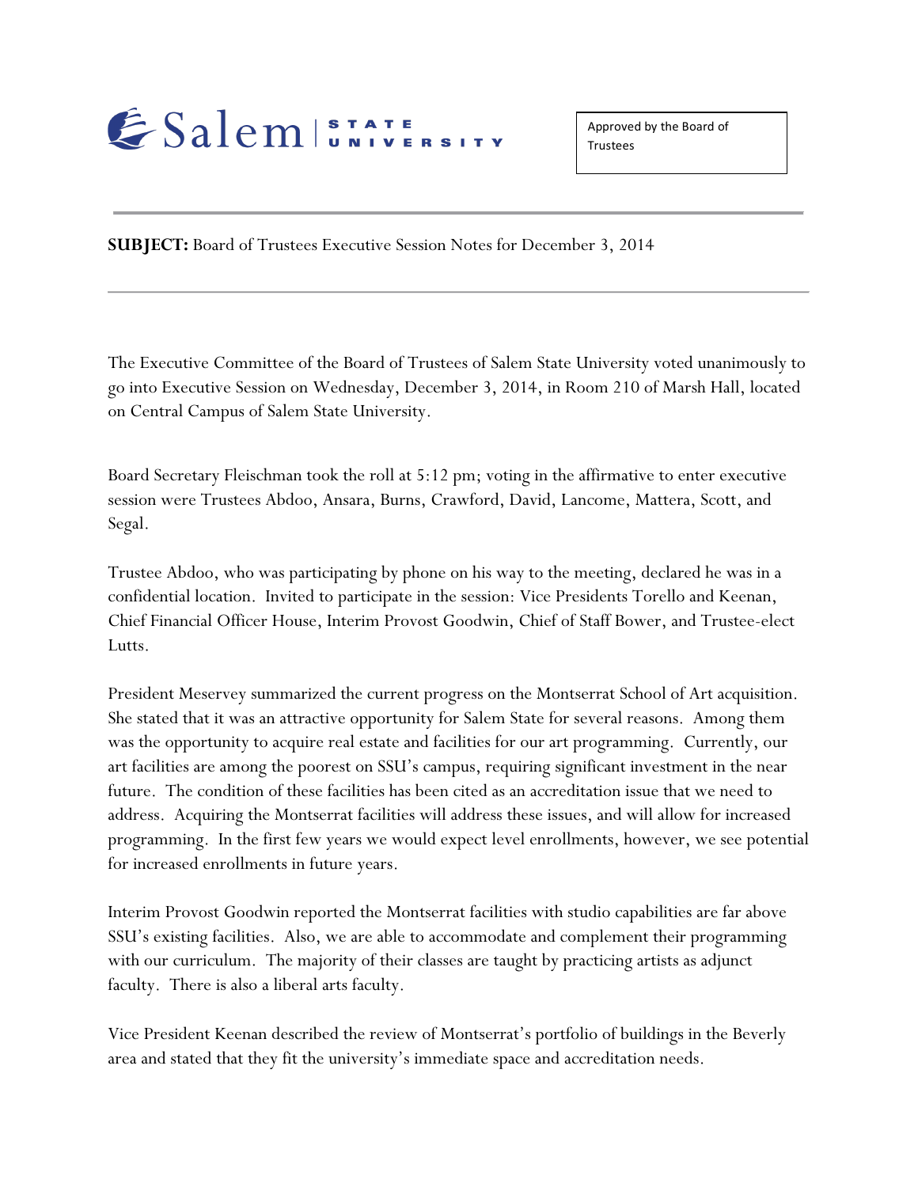Salem STATE UNIVERSITY

Approved by the Board of Trustees

---

**SUBJECT:** Board of Trustees Executive Session Notes for December 3, 2014

---

The Executive Committee of the Board of Trustees of Salem State University voted unanimously to go into Executive Session on Wednesday, December 3, 2014, in Room 210 of Marsh Hall, located on Central Campus of Salem State University.

Board Secretary Fleischman took the roll at 5:12 pm; voting in the affirmative to enter executive session were Trustees Abdoo, Ansara, Burns, Crawford, David, Lancome, Mattera, Scott, and Segal.

Trustee Abdoo, who was participating by phone on his way to the meeting, declared he was in a confidential location. Invited to participate in the session: Vice Presidents Torello and Keenan, Chief Financial Officer House, Interim Provost Goodwin, Chief of Staff Bower, and Trustee-elect Lutts.

President Meservey summarized the current progress on the Montserrat School of Art acquisition. She stated that it was an attractive opportunity for Salem State for several reasons. Among them was the opportunity to acquire real estate and facilities for our art programming. Currently, our art facilities are among the poorest on SSU's campus, requiring significant investment in the near future. The condition of these facilities has been cited as an accreditation issue that we need to address. Acquiring the Montserrat facilities will address these issues, and will allow for increased programming. In the first few years we would expect level enrollments, however, we see potential for increased enrollments in future years.

Interim Provost Goodwin reported the Montserrat facilities with studio capabilities are far above SSU's existing facilities. Also, we are able to accommodate and complement their programming with our curriculum. The majority of their classes are taught by practicing artists as adjunct faculty. There is also a liberal arts faculty.

Vice President Keenan described the review of Montserrat's portfolio of buildings in the Beverly area and stated that they fit the university's immediate space and accreditation needs.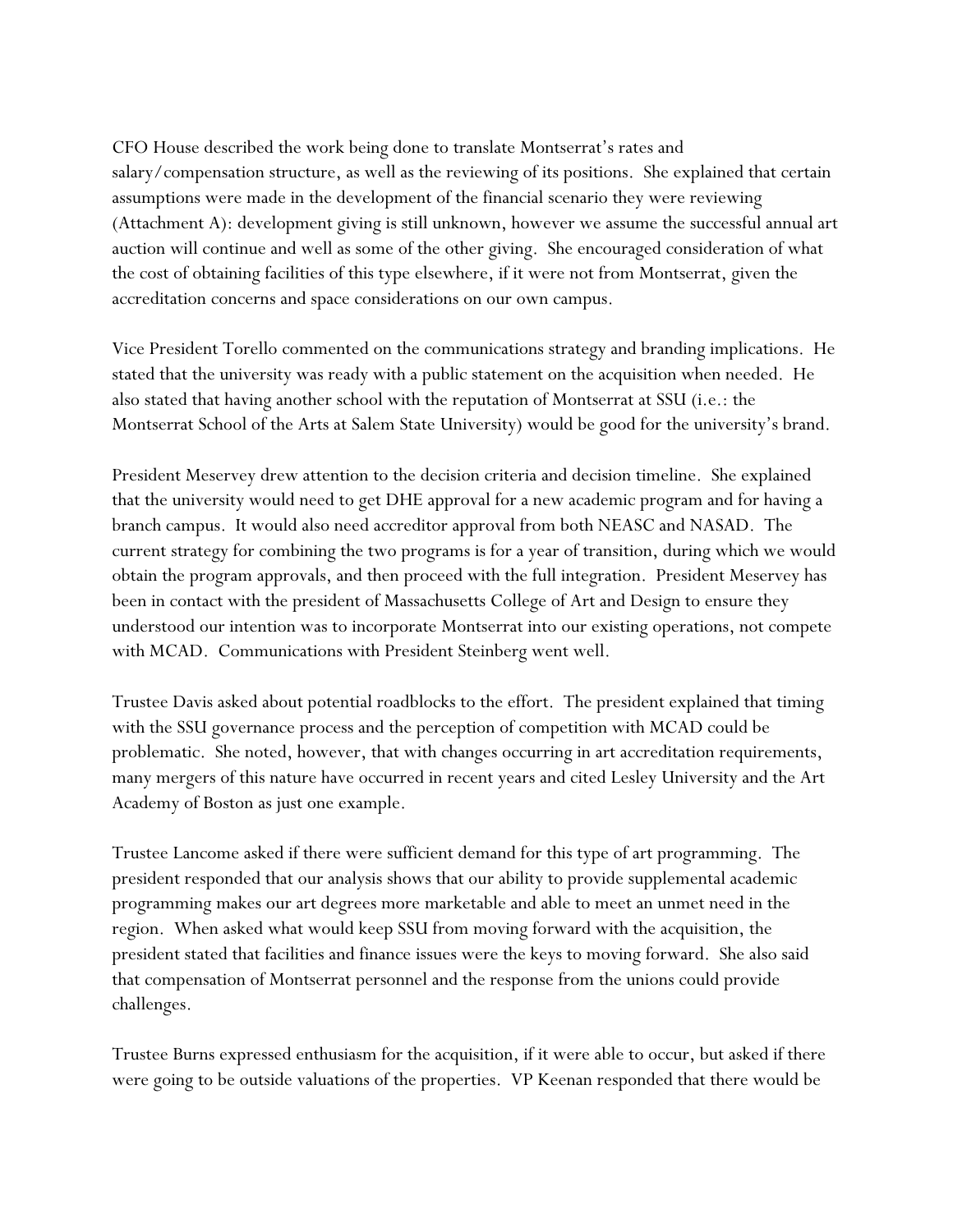CFO House described the work being done to translate Montserrat's rates and salary/compensation structure, as well as the reviewing of its positions. She explained that certain assumptions were made in the development of the financial scenario they were reviewing (Attachment A): development giving is still unknown, however we assume the successful annual art auction will continue and well as some of the other giving. She encouraged consideration of what the cost of obtaining facilities of this type elsewhere, if it were not from Montserrat, given the accreditation concerns and space considerations on our own campus.

Vice President Torello commented on the communications strategy and branding implications. He stated that the university was ready with a public statement on the acquisition when needed. He also stated that having another school with the reputation of Montserrat at SSU (i.e.: the Montserrat School of the Arts at Salem State University) would be good for the university's brand.

President Meservey drew attention to the decision criteria and decision timeline. She explained that the university would need to get DHE approval for a new academic program and for having a branch campus. It would also need accreditor approval from both NEASC and NASAD. The current strategy for combining the two programs is for a year of transition, during which we would obtain the program approvals, and then proceed with the full integration. President Meservey has been in contact with the president of Massachusetts College of Art and Design to ensure they understood our intention was to incorporate Montserrat into our existing operations, not compete with MCAD. Communications with President Steinberg went well.

Trustee Davis asked about potential roadblocks to the effort. The president explained that timing with the SSU governance process and the perception of competition with MCAD could be problematic. She noted, however, that with changes occurring in art accreditation requirements, many mergers of this nature have occurred in recent years and cited Lesley University and the Art Academy of Boston as just one example.

Trustee Lancome asked if there were sufficient demand for this type of art programming. The president responded that our analysis shows that our ability to provide supplemental academic programming makes our art degrees more marketable and able to meet an unmet need in the region. When asked what would keep SSU from moving forward with the acquisition, the president stated that facilities and finance issues were the keys to moving forward. She also said that compensation of Montserrat personnel and the response from the unions could provide challenges.

Trustee Burns expressed enthusiasm for the acquisition, if it were able to occur, but asked if there were going to be outside valuations of the properties. VP Keenan responded that there would be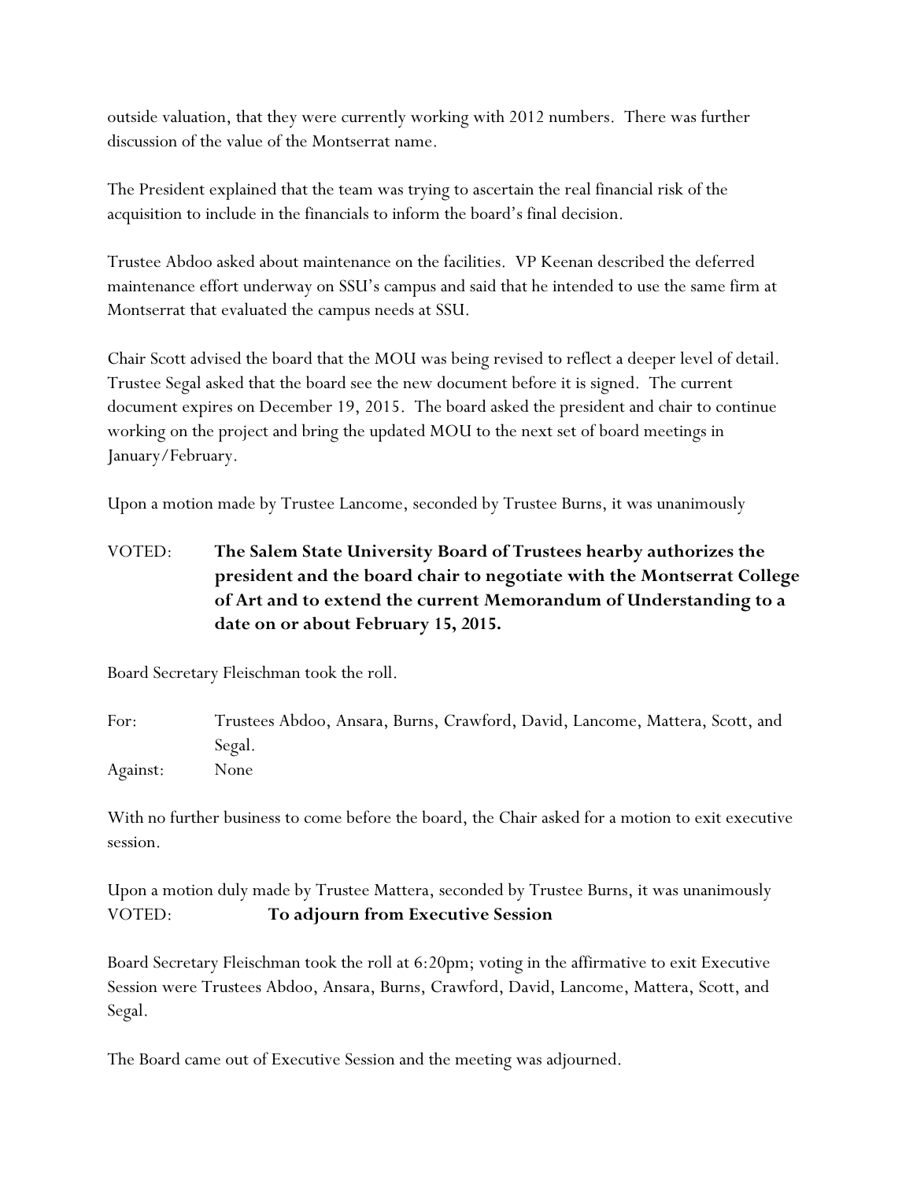outside valuation, that they were currently working with 2012 numbers. There was further discussion of the value of the Montserrat name.

The President explained that the team was trying to ascertain the real financial risk of the acquisition to include in the financials to inform the board's final decision.

Trustee Abdoo asked about maintenance on the facilities. VP Keenan described the deferred maintenance effort underway on SSU's campus and said that he intended to use the same firm at Montserrat that evaluated the campus needs at SSU.

Chair Scott advised the board that the MOU was being revised to reflect a deeper level of detail. Trustee Segal asked that the board see the new document before it is signed. The current document expires on December 19, 2015. The board asked the president and chair to continue working on the project and bring the updated MOU to the next set of board meetings in January/February.

Upon a motion made by Trustee Lancome, seconded by Trustee Burns, it was unanimously

VOTED: **The Salem State University Board of Trustees hearby authorizes the president and the board chair to negotiate with the Montserrat College of Art and to extend the current Memorandum of Understanding to a date on or about February 15, 2015.**

Board Secretary Fleischman took the roll.

For: Trustees Abdoo, Ansara, Burns, Crawford, David, Lancome, Mattera, Scott, and Segal.
Against: None

With no further business to come before the board, the Chair asked for a motion to exit executive session.

Upon a motion duly made by Trustee Mattera, seconded by Trustee Burns, it was unanimously
VOTED: **To adjourn from Executive Session**

Board Secretary Fleischman took the roll at 6:20pm; voting in the affirmative to exit Executive Session were Trustees Abdoo, Ansara, Burns, Crawford, David, Lancome, Mattera, Scott, and Segal.

The Board came out of Executive Session and the meeting was adjourned.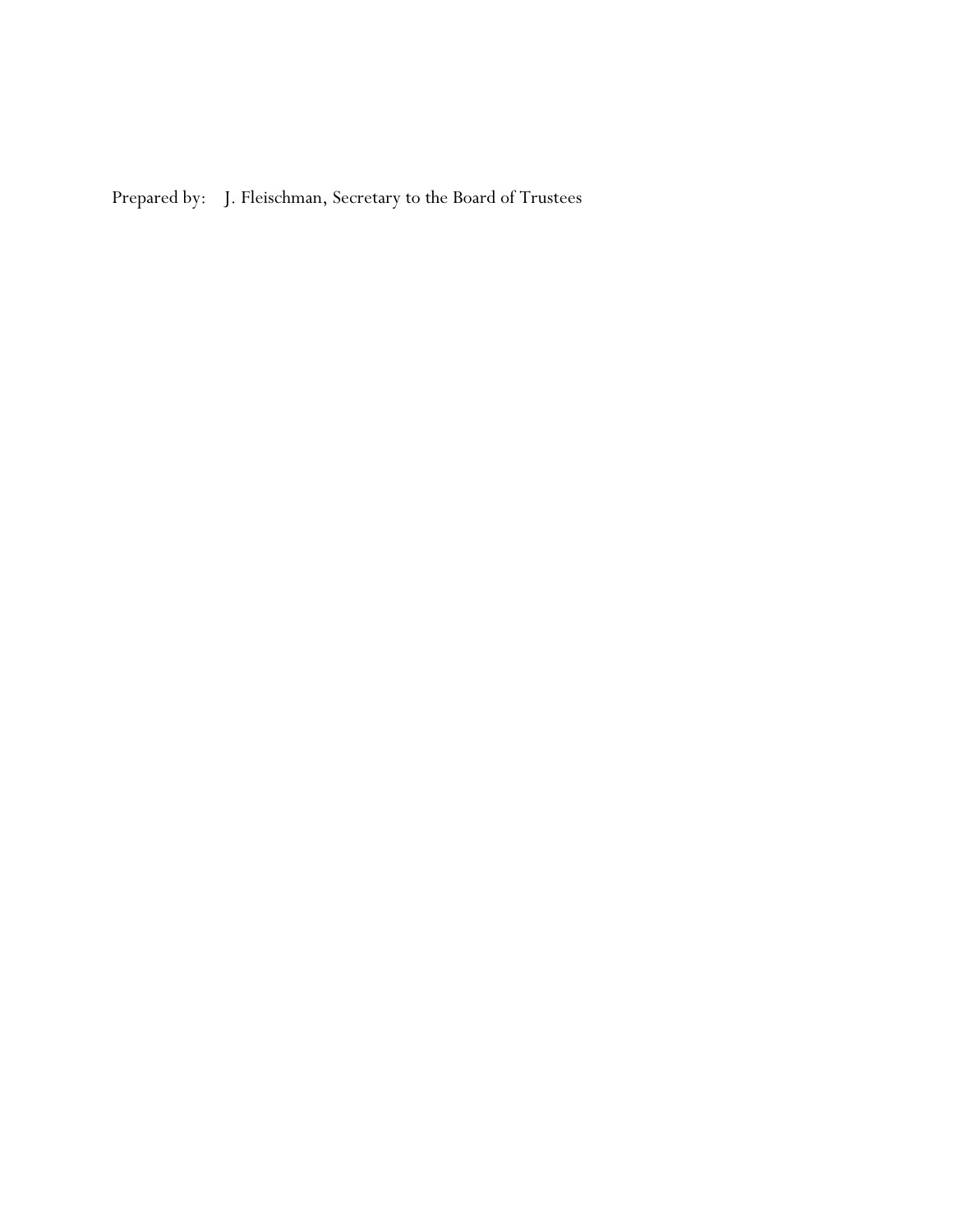Prepared by: J. Fleischman, Secretary to the Board of Trustees